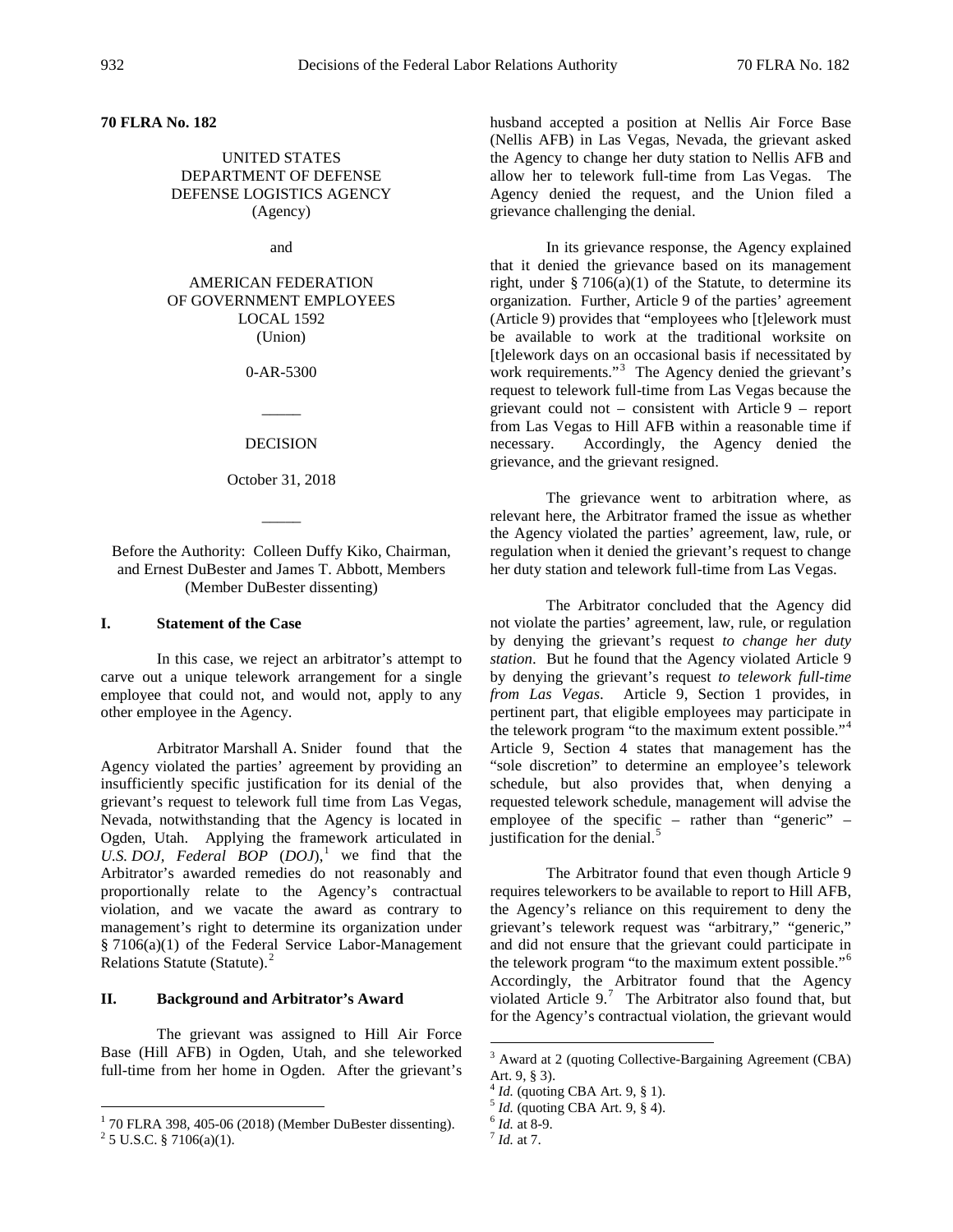**70 FLRA No. 182**

UNITED STATES
DEPARTMENT OF DEFENSE
DEFENSE LOGISTICS AGENCY
(Agency)

and

AMERICAN FEDERATION
OF GOVERNMENT EMPLOYEES
LOCAL 1592
(Union)

0-AR-5300

_____

DECISION

October 31, 2018

_____

Before the Authority: Colleen Duffy Kiko, Chairman, and Ernest DuBester and James T. Abbott, Members (Member DuBester dissenting)

## I. Statement of the Case

In this case, we reject an arbitrator's attempt to carve out a unique telework arrangement for a single employee that could not, and would not, apply to any other employee in the Agency.

Arbitrator Marshall A. Snider found that the Agency violated the parties' agreement by providing an insufficiently specific justification for its denial of the grievant's request to telework full time from Las Vegas, Nevada, notwithstanding that the Agency is located in Ogden, Utah. Applying the framework articulated in *U.S. DOJ, Federal BOP* (*DOJ*),[1] we find that the Arbitrator's awarded remedies do not reasonably and proportionally relate to the Agency's contractual violation, and we vacate the award as contrary to management's right to determine its organization under § 7106(a)(1) of the Federal Service Labor-Management Relations Statute (Statute).[2]

## II. Background and Arbitrator's Award

The grievant was assigned to Hill Air Force Base (Hill AFB) in Ogden, Utah, and she teleworked full-time from her home in Ogden. After the grievant's husband accepted a position at Nellis Air Force Base (Nellis AFB) in Las Vegas, Nevada, the grievant asked the Agency to change her duty station to Nellis AFB and allow her to telework full-time from Las Vegas. The Agency denied the request, and the Union filed a grievance challenging the denial.

In its grievance response, the Agency explained that it denied the grievance based on its management right, under § 7106(a)(1) of the Statute, to determine its organization. Further, Article 9 of the parties' agreement (Article 9) provides that "employees who [t]elework must be available to work at the traditional worksite on [t]elework days on an occasional basis if necessitated by work requirements."[3] The Agency denied the grievant's request to telework full-time from Las Vegas because the grievant could not – consistent with Article 9 – report from Las Vegas to Hill AFB within a reasonable time if necessary. Accordingly, the Agency denied the grievance, and the grievant resigned.

The grievance went to arbitration where, as relevant here, the Arbitrator framed the issue as whether the Agency violated the parties' agreement, law, rule, or regulation when it denied the grievant's request to change her duty station and telework full-time from Las Vegas.

The Arbitrator concluded that the Agency did not violate the parties' agreement, law, rule, or regulation by denying the grievant's request *to change her duty station*. But he found that the Agency violated Article 9 by denying the grievant's request *to telework full-time from Las Vegas*. Article 9, Section 1 provides, in pertinent part, that eligible employees may participate in the telework program "to the maximum extent possible."[4] Article 9, Section 4 states that management has the "sole discretion" to determine an employee's telework schedule, but also provides that, when denying a requested telework schedule, management will advise the employee of the specific – rather than "generic" – justification for the denial.[5]

The Arbitrator found that even though Article 9 requires teleworkers to be available to report to Hill AFB, the Agency's reliance on this requirement to deny the grievant's telework request was "arbitrary," "generic," and did not ensure that the grievant could participate in the telework program "to the maximum extent possible."[6] Accordingly, the Arbitrator found that the Agency violated Article 9.[7] The Arbitrator also found that, but for the Agency's contractual violation, the grievant would

---

[1] 70 FLRA 398, 405-06 (2018) (Member DuBester dissenting).

[2] 5 U.S.C. § 7106(a)(1).

[3] Award at 2 (quoting Collective-Bargaining Agreement (CBA) Art. 9, § 3).

[4] *Id.* (quoting CBA Art. 9, § 1).

[5] *Id.* (quoting CBA Art. 9, § 4).

[6] *Id.* at 8-9.

[7] *Id.* at 7.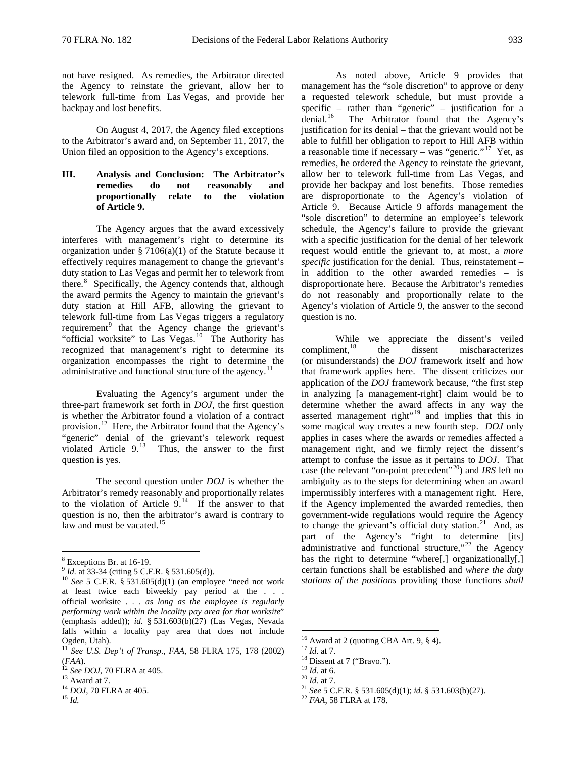not have resigned. As remedies, the Arbitrator directed the Agency to reinstate the grievant, allow her to telework full-time from Las Vegas, and provide her backpay and lost benefits.

On August 4, 2017, the Agency filed exceptions to the Arbitrator's award and, on September 11, 2017, the Union filed an opposition to the Agency's exceptions.

## III. Analysis and Conclusion: The Arbitrator's remedies do not reasonably and proportionally relate to the violation of Article 9.

The Agency argues that the award excessively interferes with management's right to determine its organization under § 7106(a)(1) of the Statute because it effectively requires management to change the grievant's duty station to Las Vegas and permit her to telework from there.[8] Specifically, the Agency contends that, although the award permits the Agency to maintain the grievant's duty station at Hill AFB, allowing the grievant to telework full-time from Las Vegas triggers a regulatory requirement[9] that the Agency change the grievant's "official worksite" to Las Vegas.[10] The Authority has recognized that management's right to determine its organization encompasses the right to determine the administrative and functional structure of the agency.[11]

Evaluating the Agency's argument under the three-part framework set forth in *DOJ*, the first question is whether the Arbitrator found a violation of a contract provision.[12] Here, the Arbitrator found that the Agency's "generic" denial of the grievant's telework request violated Article 9.[13] Thus, the answer to the first question is yes.

The second question under *DOJ* is whether the Arbitrator's remedy reasonably and proportionally relates to the violation of Article 9.[14] If the answer to that question is no, then the arbitrator's award is contrary to law and must be vacated.[15]

As noted above, Article 9 provides that management has the "sole discretion" to approve or deny a requested telework schedule, but must provide a specific – rather than "generic" – justification for a denial.[16] The Arbitrator found that the Agency's justification for its denial – that the grievant would not be able to fulfill her obligation to report to Hill AFB within a reasonable time if necessary – was "generic."[17] Yet, as remedies, he ordered the Agency to reinstate the grievant, allow her to telework full-time from Las Vegas, and provide her backpay and lost benefits. Those remedies are disproportionate to the Agency's violation of Article 9. Because Article 9 affords management the "sole discretion" to determine an employee's telework schedule, the Agency's failure to provide the grievant with a specific justification for the denial of her telework request would entitle the grievant to, at most, a *more specific* justification for the denial. Thus, reinstatement – in addition to the other awarded remedies – is disproportionate here. Because the Arbitrator's remedies do not reasonably and proportionally relate to the Agency's violation of Article 9, the answer to the second question is no.

While we appreciate the dissent's veiled compliment,[18] the dissent mischaracterizes (or misunderstands) the *DOJ* framework itself and how that framework applies here. The dissent criticizes our application of the *DOJ* framework because, "the first step in analyzing [a management-right] claim would be to determine whether the award affects in any way the asserted management right"[19] and implies that this in some magical way creates a new fourth step. *DOJ* only applies in cases where the awards or remedies affected a management right, and we firmly reject the dissent's attempt to confuse the issue as it pertains to *DOJ*. That case (the relevant "on-point precedent"[20]) and *IRS* left no ambiguity as to the steps for determining when an award impermissibly interferes with a management right. Here, if the Agency implemented the awarded remedies, then government-wide regulations would require the Agency to change the grievant's official duty station.[21] And, as part of the Agency's "right to determine [its] administrative and functional structure,"[22] the Agency has the right to determine "where[,] organizationally[,] certain functions shall be established and *where the duty stations of the positions* providing those functions *shall*

---

[8] Exceptions Br. at 16-19.

[9] *Id.* at 33-34 (citing 5 C.F.R. § 531.605(d)).

[10] *See* 5 C.F.R. § 531.605(d)(1) (an employee "need not work at least twice each biweekly pay period at the . . . official worksite . . . *as long as the employee is regularly performing work within the locality pay area for that worksite*" (emphasis added)); *id.* § 531.603(b)(27) (Las Vegas, Nevada falls within a locality pay area that does not include Ogden, Utah).

[11] *See U.S. Dep't of Transp., FAA*, 58 FLRA 175, 178 (2002) (*FAA*).

[12] *See DOJ*, 70 FLRA at 405.

[13] Award at 7.

[14] *DOJ*, 70 FLRA at 405.

[15] *Id.*

[16] Award at 2 (quoting CBA Art. 9, § 4).

[17] *Id.* at 7.

[18] Dissent at 7 ("Bravo.").

[19] *Id.* at 6.

[20] *Id.* at 7.

[21] *See* 5 C.F.R. § 531.605(d)(1); *id.* § 531.603(b)(27).

[22] *FAA*, 58 FLRA at 178.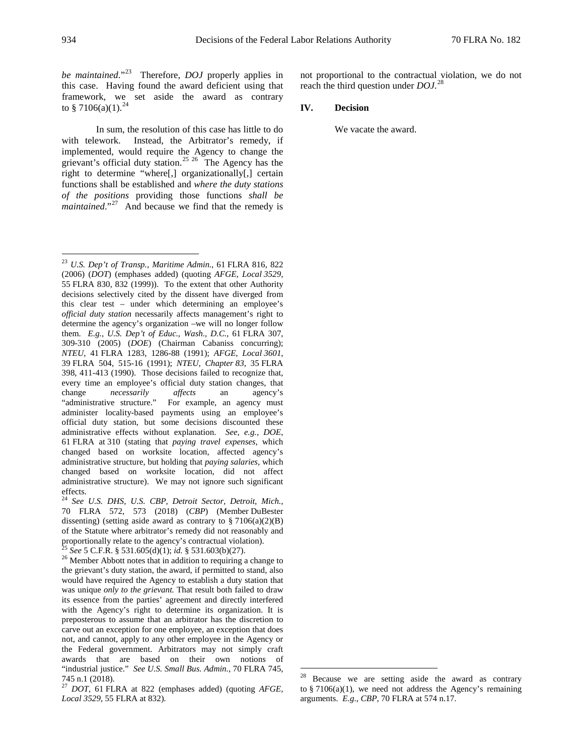*be maintained*."[23] Therefore, *DOJ* properly applies in this case. Having found the award deficient using that framework, we set aside the award as contrary to § 7106(a)(1).[24]

In sum, the resolution of this case has little to do with telework. Instead, the Arbitrator's remedy, if implemented, would require the Agency to change the grievant's official duty station.[25] [26] The Agency has the right to determine "where[,] organizationally[,] certain functions shall be established and *where the duty stations of the positions* providing those functions *shall be maintained*."[27] And because we find that the remedy is not proportional to the contractual violation, we do not reach the third question under *DOJ*.[28]

## IV. Decision

We vacate the award.

---

[23] *U.S. Dep't of Transp., Maritime Admin.*, 61 FLRA 816, 822 (2006) (*DOT*) (emphases added) (quoting *AFGE, Local 3529*, 55 FLRA 830, 832 (1999)). To the extent that other Authority decisions selectively cited by the dissent have diverged from this clear test – under which determining an employee's *official duty station* necessarily affects management's right to determine the agency's organization –we will no longer follow them. *E.g.*, *U.S. Dep't of Educ., Wash., D.C.*, 61 FLRA 307, 309-310 (2005) (*DOE*) (Chairman Cabaniss concurring); *NTEU*, 41 FLRA 1283, 1286-88 (1991); *AFGE, Local 3601*, 39 FLRA 504, 515-16 (1991); *NTEU, Chapter 83*, 35 FLRA 398, 411-413 (1990). Those decisions failed to recognize that, every time an employee's official duty station changes, that change *necessarily affects* an agency's "administrative structure." For example, an agency must administer locality-based payments using an employee's official duty station, but some decisions discounted these administrative effects without explanation. *See, e.g.*, *DOE*, 61 FLRA at 310 (stating that *paying travel expenses*, which changed based on worksite location, affected agency's administrative structure, but holding that *paying salaries*, which changed based on worksite location, did not affect administrative structure). We may not ignore such significant effects.

[24] *See U.S. DHS, U.S. CBP, Detroit Sector, Detroit, Mich.*, 70 FLRA 572, 573 (2018) (*CBP*) (Member DuBester dissenting) (setting aside award as contrary to § 7106(a)(2)(B) of the Statute where arbitrator's remedy did not reasonably and proportionally relate to the agency's contractual violation).

[25] *See* 5 C.F.R. § 531.605(d)(1); *id.* § 531.603(b)(27).

[26] Member Abbott notes that in addition to requiring a change to the grievant's duty station, the award, if permitted to stand, also would have required the Agency to establish a duty station that was unique *only to the grievant.* That result both failed to draw its essence from the parties' agreement and directly interfered with the Agency's right to determine its organization. It is preposterous to assume that an arbitrator has the discretion to carve out an exception for one employee, an exception that does not, and cannot, apply to any other employee in the Agency or the Federal government. Arbitrators may not simply craft awards that are based on their own notions of "industrial justice." *See U.S. Small Bus. Admin.*, 70 FLRA 745, 745 n.1 (2018).

[27] *DOT*, 61 FLRA at 822 (emphases added) (quoting *AFGE, Local 3529*, 55 FLRA at 832).

[28] Because we are setting aside the award as contrary to § 7106(a)(1), we need not address the Agency's remaining arguments. *E.g.*, *CBP*, 70 FLRA at 574 n.17.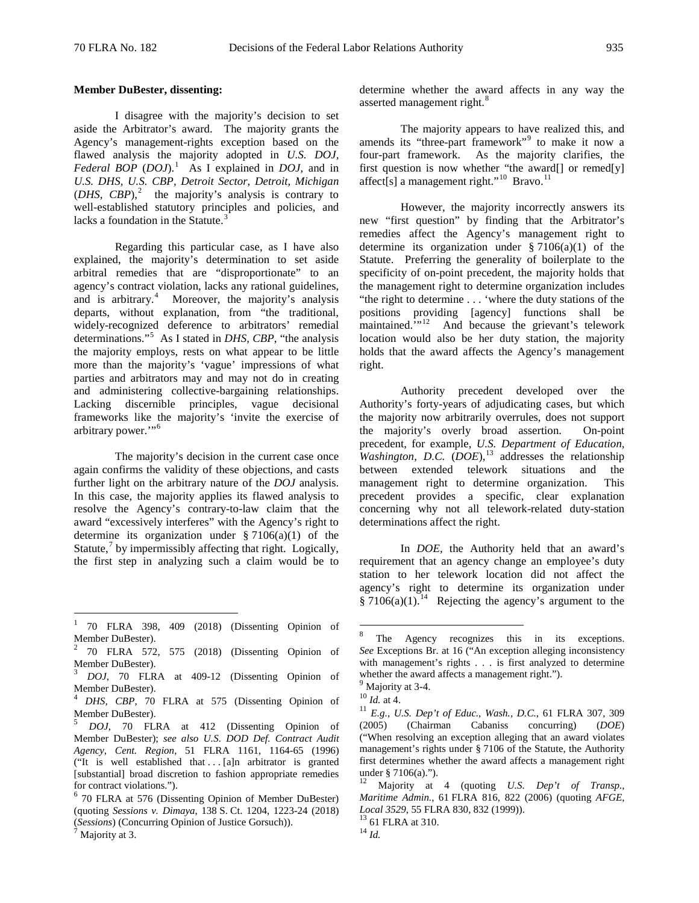**Member DuBester, dissenting:**

I disagree with the majority's decision to set aside the Arbitrator's award. The majority grants the Agency's management-rights exception based on the flawed analysis the majority adopted in *U.S. DOJ, Federal BOP* (*DOJ*).[1] As I explained in *DOJ*, and in *U.S. DHS, U.S. CBP, Detroit Sector, Detroit, Michigan* (*DHS, CBP*),[2] the majority's analysis is contrary to well-established statutory principles and policies, and lacks a foundation in the Statute.[3]

Regarding this particular case, as I have also explained, the majority's determination to set aside arbitral remedies that are "disproportionate" to an agency's contract violation, lacks any rational guidelines, and is arbitrary.[4] Moreover, the majority's analysis departs, without explanation, from "the traditional, widely-recognized deference to arbitrators' remedial determinations."[5] As I stated in *DHS, CBP*, "the analysis the majority employs, rests on what appear to be little more than the majority's 'vague' impressions of what parties and arbitrators may and may not do in creating and administering collective-bargaining relationships. Lacking discernible principles, vague decisional frameworks like the majority's 'invite the exercise of arbitrary power.'"[6]

The majority's decision in the current case once again confirms the validity of these objections, and casts further light on the arbitrary nature of the *DOJ* analysis. In this case, the majority applies its flawed analysis to resolve the Agency's contrary-to-law claim that the award "excessively interferes" with the Agency's right to determine its organization under § 7106(a)(1) of the Statute,[7] by impermissibly affecting that right. Logically, the first step in analyzing such a claim would be to determine whether the award affects in any way the asserted management right.[8]

The majority appears to have realized this, and amends its "three-part framework"[9] to make it now a four-part framework. As the majority clarifies, the first question is now whether "the award[] or remed[y] affect[s] a management right."[10] Bravo.[11]

However, the majority incorrectly answers its new "first question" by finding that the Arbitrator's remedies affect the Agency's management right to determine its organization under § 7106(a)(1) of the Statute. Preferring the generality of boilerplate to the specificity of on-point precedent, the majority holds that the management right to determine organization includes "the right to determine . . . 'where the duty stations of the positions providing [agency] functions shall be maintained.'"[12] And because the grievant's telework location would also be her duty station, the majority holds that the award affects the Agency's management right.

Authority precedent developed over the Authority's forty-years of adjudicating cases, but which the majority now arbitrarily overrules, does not support the majority's overly broad assertion. On-point precedent, for example, *U.S. Department of Education, Washington, D.C.* (*DOE*),[13] addresses the relationship between extended telework situations and the management right to determine organization. This precedent provides a specific, clear explanation concerning why not all telework-related duty-station determinations affect the right.

In *DOE*, the Authority held that an award's requirement that an agency change an employee's duty station to her telework location did not affect the agency's right to determine its organization under § 7106(a)(1).[14] Rejecting the agency's argument to the

---

[1] 70 FLRA 398, 409 (2018) (Dissenting Opinion of Member DuBester).

[2] 70 FLRA 572, 575 (2018) (Dissenting Opinion of Member DuBester).

[3] *DOJ*, 70 FLRA at 409-12 (Dissenting Opinion of Member DuBester).

[4] *DHS, CBP*, 70 FLRA at 575 (Dissenting Opinion of Member DuBester).

[5] *DOJ*, 70 FLRA at 412 (Dissenting Opinion of Member DuBester); *see also U.S. DOD Def. Contract Audit Agency, Cent. Region*, 51 FLRA 1161, 1164-65 (1996) ("It is well established that . . . [a]n arbitrator is granted [substantial] broad discretion to fashion appropriate remedies for contract violations.").

[6] 70 FLRA at 576 (Dissenting Opinion of Member DuBester) (quoting *Sessions v. Dimaya*, 138 S. Ct. 1204, 1223-24 (2018) (*Sessions*) (Concurring Opinion of Justice Gorsuch)).

[7] Majority at 3.

[8] The Agency recognizes this in its exceptions. *See* Exceptions Br. at 16 ("An exception alleging inconsistency with management's rights . . . is first analyzed to determine whether the award affects a management right.").

[9] Majority at 3-4.

[10] *Id.* at 4.

[11] *E.g.*, *U.S. Dep't of Educ., Wash., D.C.*, 61 FLRA 307, 309 (2005) (Chairman Cabaniss concurring) (*DOE*) ("When resolving an exception alleging that an award violates management's rights under § 7106 of the Statute, the Authority first determines whether the award affects a management right under § 7106(a).").

[12] Majority at 4 (quoting *U.S. Dep't of Transp., Maritime Admin.*, 61 FLRA 816, 822 (2006) (quoting *AFGE, Local 3529*, 55 FLRA 830, 832 (1999)).

[13] 61 FLRA at 310.

[14] *Id.*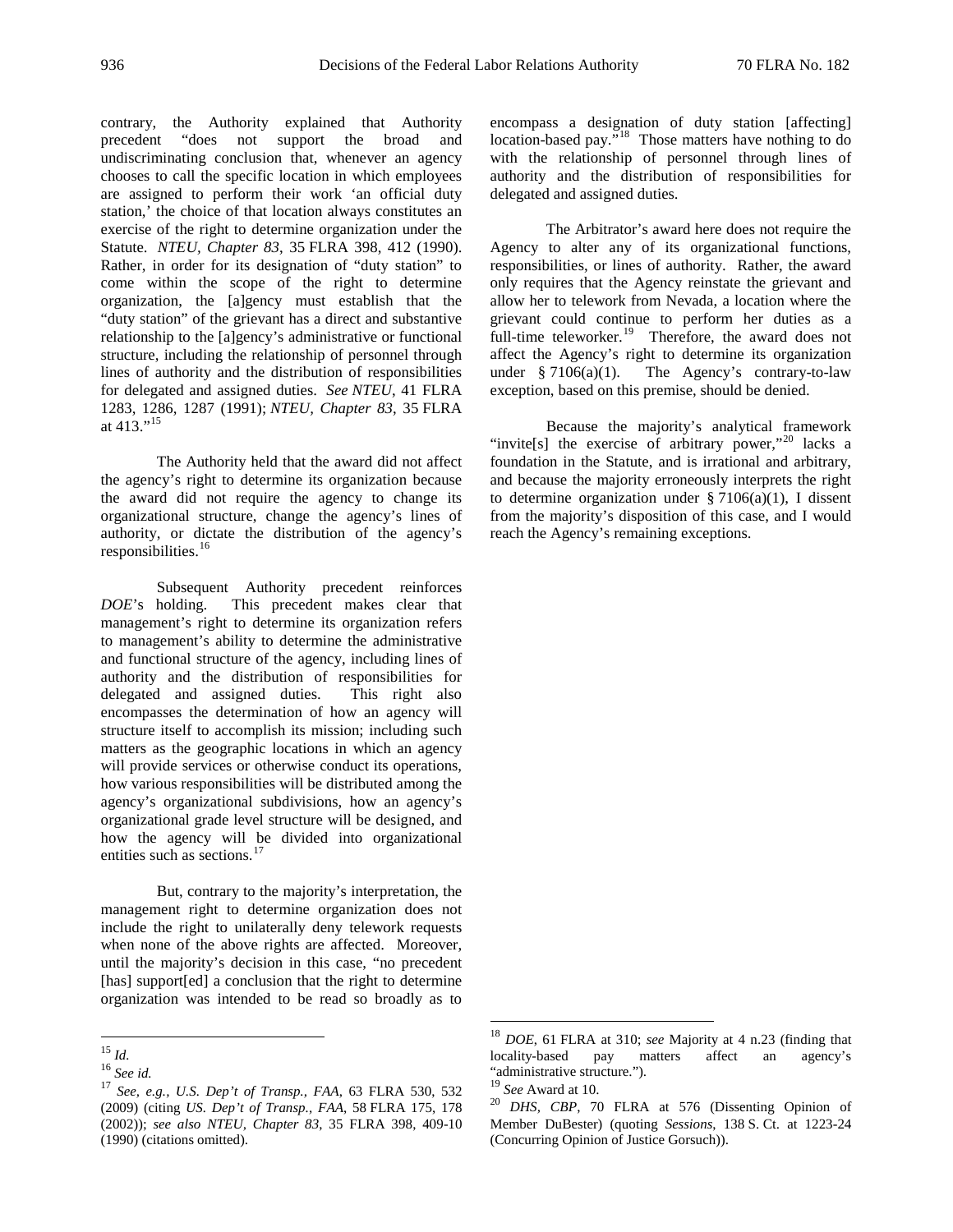contrary, the Authority explained that Authority precedent "does not support the broad and undiscriminating conclusion that, whenever an agency chooses to call the specific location in which employees are assigned to perform their work 'an official duty station,' the choice of that location always constitutes an exercise of the right to determine organization under the Statute. *NTEU, Chapter 83*, 35 FLRA 398, 412 (1990). Rather, in order for its designation of "duty station" to come within the scope of the right to determine organization, the [a]gency must establish that the "duty station" of the grievant has a direct and substantive relationship to the [a]gency's administrative or functional structure, including the relationship of personnel through lines of authority and the distribution of responsibilities for delegated and assigned duties. *See NTEU*, 41 FLRA 1283, 1286, 1287 (1991); *NTEU, Chapter 83*, 35 FLRA at 413."[15]

The Authority held that the award did not affect the agency's right to determine its organization because the award did not require the agency to change its organizational structure, change the agency's lines of authority, or dictate the distribution of the agency's responsibilities.[16]

Subsequent Authority precedent reinforces *DOE*'s holding. This precedent makes clear that management's right to determine its organization refers to management's ability to determine the administrative and functional structure of the agency, including lines of authority and the distribution of responsibilities for delegated and assigned duties. This right also encompasses the determination of how an agency will structure itself to accomplish its mission; including such matters as the geographic locations in which an agency will provide services or otherwise conduct its operations, how various responsibilities will be distributed among the agency's organizational subdivisions, how an agency's organizational grade level structure will be designed, and how the agency will be divided into organizational entities such as sections.[17]

But, contrary to the majority's interpretation, the management right to determine organization does not include the right to unilaterally deny telework requests when none of the above rights are affected. Moreover, until the majority's decision in this case, "no precedent [has] support[ed] a conclusion that the right to determine organization was intended to be read so broadly as to encompass a designation of duty station [affecting] location-based pay."[18] Those matters have nothing to do with the relationship of personnel through lines of authority and the distribution of responsibilities for delegated and assigned duties.

The Arbitrator's award here does not require the Agency to alter any of its organizational functions, responsibilities, or lines of authority. Rather, the award only requires that the Agency reinstate the grievant and allow her to telework from Nevada, a location where the grievant could continue to perform her duties as a full-time teleworker.[19] Therefore, the award does not affect the Agency's right to determine its organization under § 7106(a)(1). The Agency's contrary-to-law exception, based on this premise, should be denied.

Because the majority's analytical framework "invite[s] the exercise of arbitrary power,"[20] lacks a foundation in the Statute, and is irrational and arbitrary, and because the majority erroneously interprets the right to determine organization under § 7106(a)(1), I dissent from the majority's disposition of this case, and I would reach the Agency's remaining exceptions.

---

[15] *Id.*

[16] *See id.*

[17] *See, e.g., U.S. Dep't of Transp., FAA*, 63 FLRA 530, 532 (2009) (citing *US. Dep't of Transp., FAA*, 58 FLRA 175, 178 (2002)); *see also NTEU, Chapter 83*, 35 FLRA 398, 409-10 (1990) (citations omitted).

[18] *DOE*, 61 FLRA at 310; *see* Majority at 4 n.23 (finding that locality-based pay matters affect an agency's "administrative structure.").

[19] *See* Award at 10.

[20] *DHS, CBP*, 70 FLRA at 576 (Dissenting Opinion of Member DuBester) (quoting *Sessions*, 138 S. Ct. at 1223-24 (Concurring Opinion of Justice Gorsuch)).